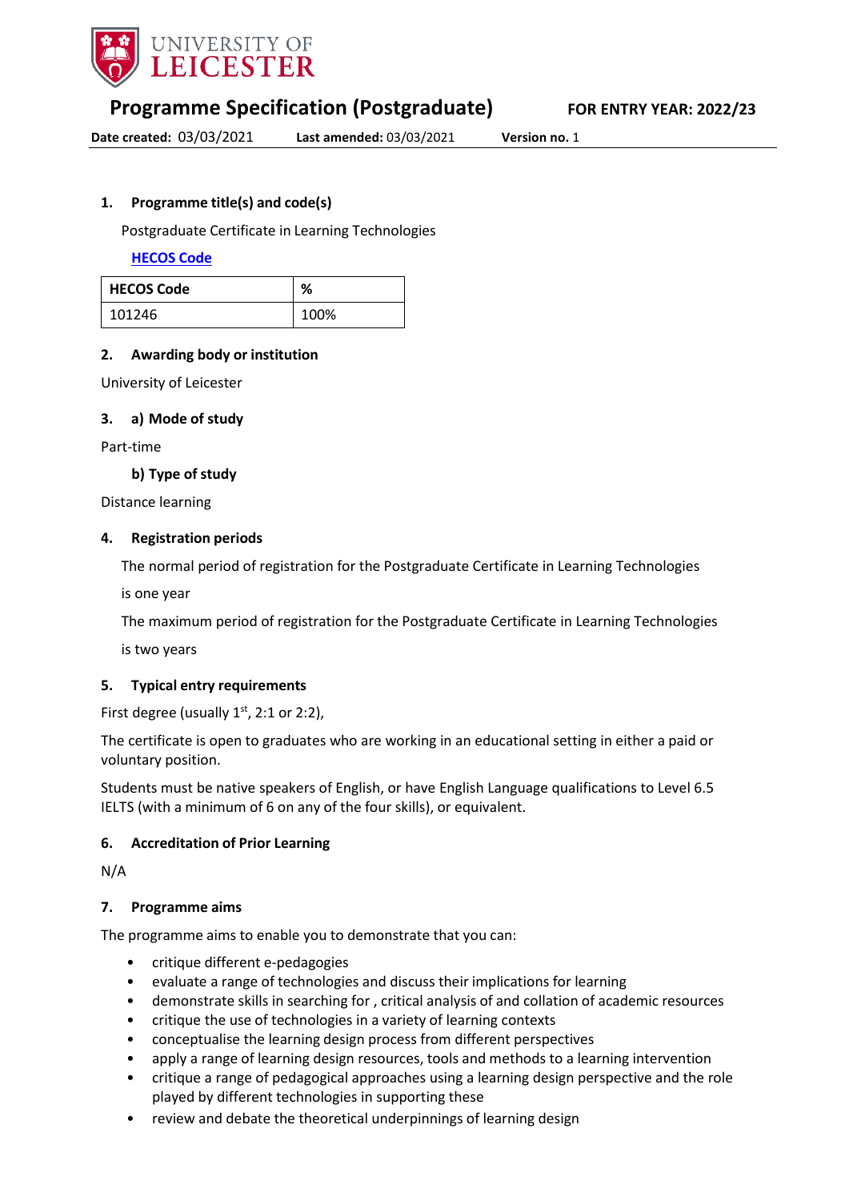UNIVERSITY OF LEICESTER

# Programme Specification (Postgraduate)

**FOR ENTRY YEAR: 2022/23**

**Date created:** 03/03/2021 **Last amended:** 03/03/2021 **Version no.** 1

## 1. Programme title(s) and code(s)

Postgraduate Certificate in Learning Technologies

**HECOS Code**

| HECOS Code | % |
| --- | --- |
| 101246 | 100% |

## 2. Awarding body or institution

University of Leicester

## 3. a) Mode of study

Part-time

### b) Type of study

Distance learning

## 4. Registration periods

The normal period of registration for the Postgraduate Certificate in Learning Technologies is one year

The maximum period of registration for the Postgraduate Certificate in Learning Technologies is two years

## 5. Typical entry requirements

First degree (usually 1st, 2:1 or 2:2),

The certificate is open to graduates who are working in an educational setting in either a paid or voluntary position.

Students must be native speakers of English, or have English Language qualifications to Level 6.5 IELTS (with a minimum of 6 on any of the four skills), or equivalent.

## 6. Accreditation of Prior Learning

N/A

## 7. Programme aims

The programme aims to enable you to demonstrate that you can:

- critique different e-pedagogies
- evaluate a range of technologies and discuss their implications for learning
- demonstrate skills in searching for , critical analysis of and collation of academic resources
- critique the use of technologies in a variety of learning contexts
- conceptualise the learning design process from different perspectives
- apply a range of learning design resources, tools and methods to a learning intervention
- critique a range of pedagogical approaches using a learning design perspective and the role played by different technologies in supporting these
- review and debate the theoretical underpinnings of learning design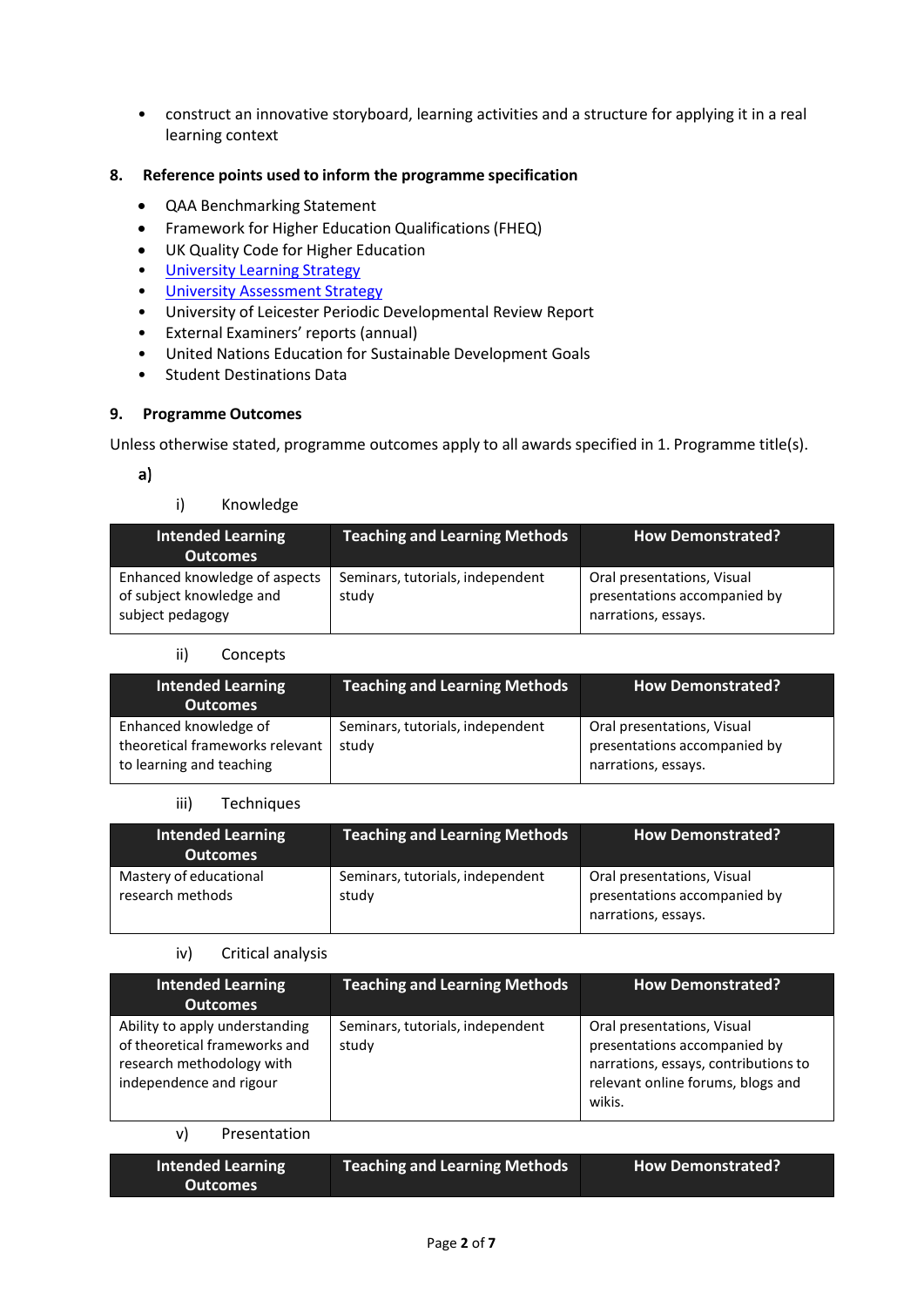- construct an innovative storyboard, learning activities and a structure for applying it in a real learning context

## 8. Reference points used to inform the programme specification

- QAA Benchmarking Statement
- Framework for Higher Education Qualifications (FHEQ)
- UK Quality Code for Higher Education
- University Learning Strategy
- University Assessment Strategy
- University of Leicester Periodic Developmental Review Report
- External Examiners' reports (annual)
- United Nations Education for Sustainable Development Goals
- Student Destinations Data

## 9. Programme Outcomes

Unless otherwise stated, programme outcomes apply to all awards specified in 1. Programme title(s).

**a)**

i) Knowledge

| Intended Learning Outcomes | Teaching and Learning Methods | How Demonstrated? |
|---|---|---|
| Enhanced knowledge of aspects of subject knowledge and subject pedagogy | Seminars, tutorials, independent study | Oral presentations, Visual presentations accompanied by narrations, essays. |

ii) Concepts

| Intended Learning Outcomes | Teaching and Learning Methods | How Demonstrated? |
|---|---|---|
| Enhanced knowledge of theoretical frameworks relevant to learning and teaching | Seminars, tutorials, independent study | Oral presentations, Visual presentations accompanied by narrations, essays. |

iii) Techniques

| Intended Learning Outcomes | Teaching and Learning Methods | How Demonstrated? |
|---|---|---|
| Mastery of educational research methods | Seminars, tutorials, independent study | Oral presentations, Visual presentations accompanied by narrations, essays. |

iv) Critical analysis

| Intended Learning Outcomes | Teaching and Learning Methods | How Demonstrated? |
|---|---|---|
| Ability to apply understanding of theoretical frameworks and research methodology with independence and rigour | Seminars, tutorials, independent study | Oral presentations, Visual presentations accompanied by narrations, essays, contributions to relevant online forums, blogs and wikis. |

v) Presentation

| Intended Learning Outcomes | Teaching and Learning Methods | How Demonstrated? |
|---|---|---|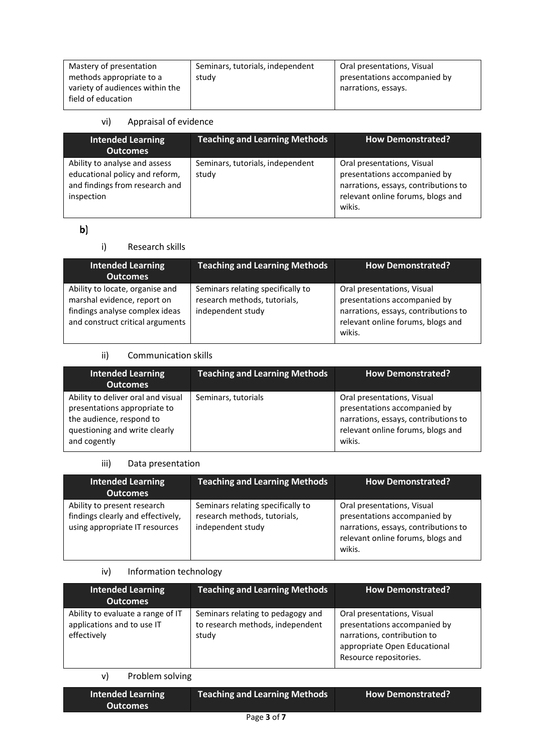| Mastery of presentation methods appropriate to a variety of audiences within the field of education | Seminars, tutorials, independent study | Oral presentations, Visual presentations accompanied by narrations, essays. |
|---|---|---|

vi) Appraisal of evidence

| Intended Learning Outcomes | Teaching and Learning Methods | How Demonstrated? |
|---|---|---|
| Ability to analyse and assess educational policy and reform, and findings from research and inspection | Seminars, tutorials, independent study | Oral presentations, Visual presentations accompanied by narrations, essays, contributions to relevant online forums, blogs and wikis. |

**b)**

i) Research skills

| Intended Learning Outcomes | Teaching and Learning Methods | How Demonstrated? |
|---|---|---|
| Ability to locate, organise and marshal evidence, report on findings analyse complex ideas and construct critical arguments | Seminars relating specifically to research methods, tutorials, independent study | Oral presentations, Visual presentations accompanied by narrations, essays, contributions to relevant online forums, blogs and wikis. |

ii) Communication skills

| Intended Learning Outcomes | Teaching and Learning Methods | How Demonstrated? |
|---|---|---|
| Ability to deliver oral and visual presentations appropriate to the audience, respond to questioning and write clearly and cogently | Seminars, tutorials | Oral presentations, Visual presentations accompanied by narrations, essays, contributions to relevant online forums, blogs and wikis. |

iii) Data presentation

| Intended Learning Outcomes | Teaching and Learning Methods | How Demonstrated? |
|---|---|---|
| Ability to present research findings clearly and effectively, using appropriate IT resources | Seminars relating specifically to research methods, tutorials, independent study | Oral presentations, Visual presentations accompanied by narrations, essays, contributions to relevant online forums, blogs and wikis. |

iv) Information technology

| Intended Learning Outcomes | Teaching and Learning Methods | How Demonstrated? |
|---|---|---|
| Ability to evaluate a range of IT applications and to use IT effectively | Seminars relating to pedagogy and to research methods, independent study | Oral presentations, Visual presentations accompanied by narrations, contribution to appropriate Open Educational Resource repositories. |

v) Problem solving

| Intended Learning Outcomes | Teaching and Learning Methods | How Demonstrated? |
|---|---|---|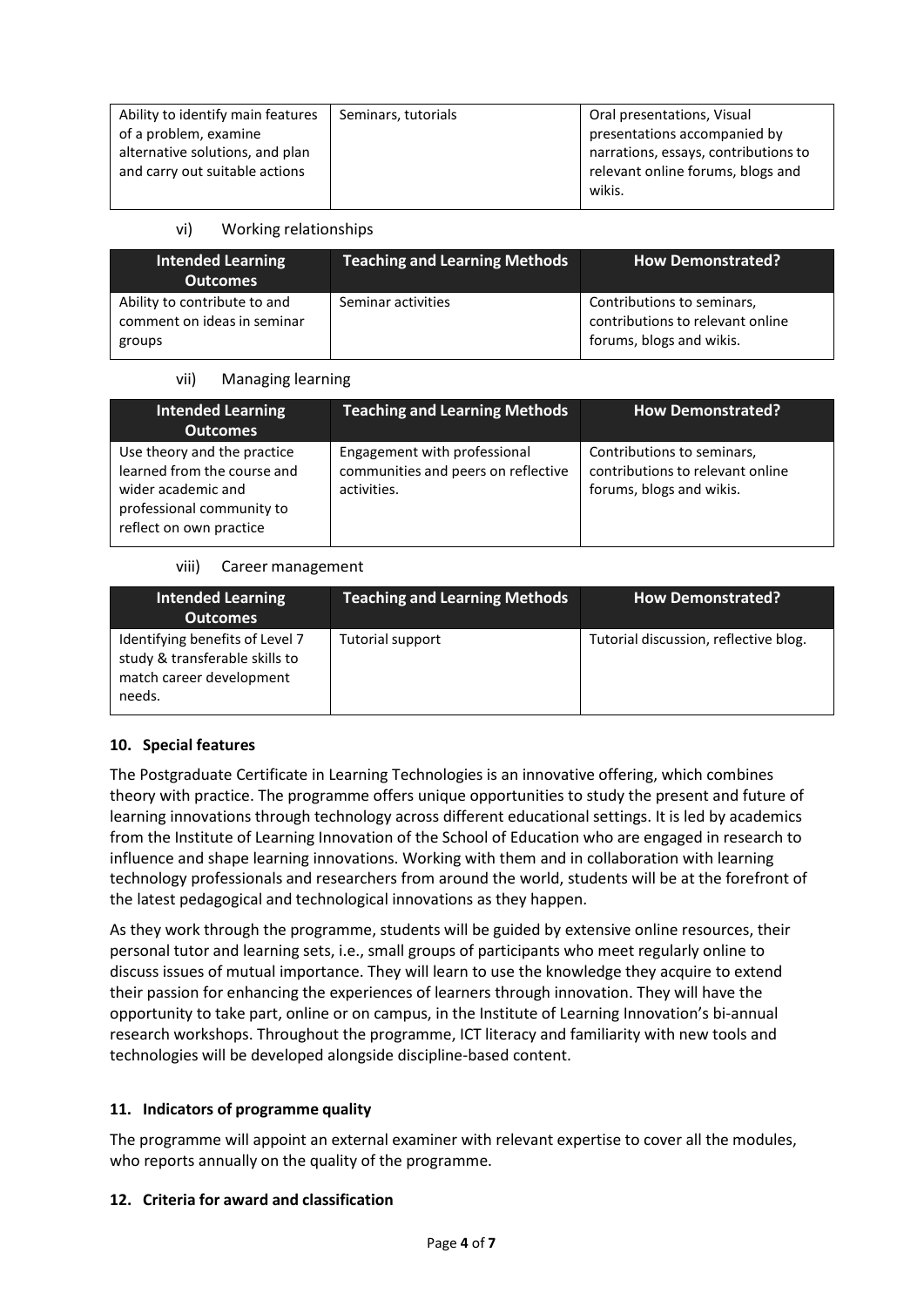| | | |
|---|---|---|
| Ability to identify main features of a problem, examine alternative solutions, and plan and carry out suitable actions | Seminars, tutorials | Oral presentations, Visual presentations accompanied by narrations, essays, contributions to relevant online forums, blogs and wikis. |

vi) Working relationships

| Intended Learning Outcomes | Teaching and Learning Methods | How Demonstrated? |
|---|---|---|
| Ability to contribute to and comment on ideas in seminar groups | Seminar activities | Contributions to seminars, contributions to relevant online forums, blogs and wikis. |

vii) Managing learning

| Intended Learning Outcomes | Teaching and Learning Methods | How Demonstrated? |
|---|---|---|
| Use theory and the practice learned from the course and wider academic and professional community to reflect on own practice | Engagement with professional communities and peers on reflective activities. | Contributions to seminars, contributions to relevant online forums, blogs and wikis. |

viii) Career management

| Intended Learning Outcomes | Teaching and Learning Methods | How Demonstrated? |
|---|---|---|
| Identifying benefits of Level 7 study & transferable skills to match career development needs. | Tutorial support | Tutorial discussion, reflective blog. |

### 10. Special features

The Postgraduate Certificate in Learning Technologies is an innovative offering, which combines theory with practice. The programme offers unique opportunities to study the present and future of learning innovations through technology across different educational settings. It is led by academics from the Institute of Learning Innovation of the School of Education who are engaged in research to influence and shape learning innovations. Working with them and in collaboration with learning technology professionals and researchers from around the world, students will be at the forefront of the latest pedagogical and technological innovations as they happen.

As they work through the programme, students will be guided by extensive online resources, their personal tutor and learning sets, i.e., small groups of participants who meet regularly online to discuss issues of mutual importance. They will learn to use the knowledge they acquire to extend their passion for enhancing the experiences of learners through innovation. They will have the opportunity to take part, online or on campus, in the Institute of Learning Innovation's bi-annual research workshops. Throughout the programme, ICT literacy and familiarity with new tools and technologies will be developed alongside discipline-based content.

### 11. Indicators of programme quality

The programme will appoint an external examiner with relevant expertise to cover all the modules, who reports annually on the quality of the programme.

### 12. Criteria for award and classification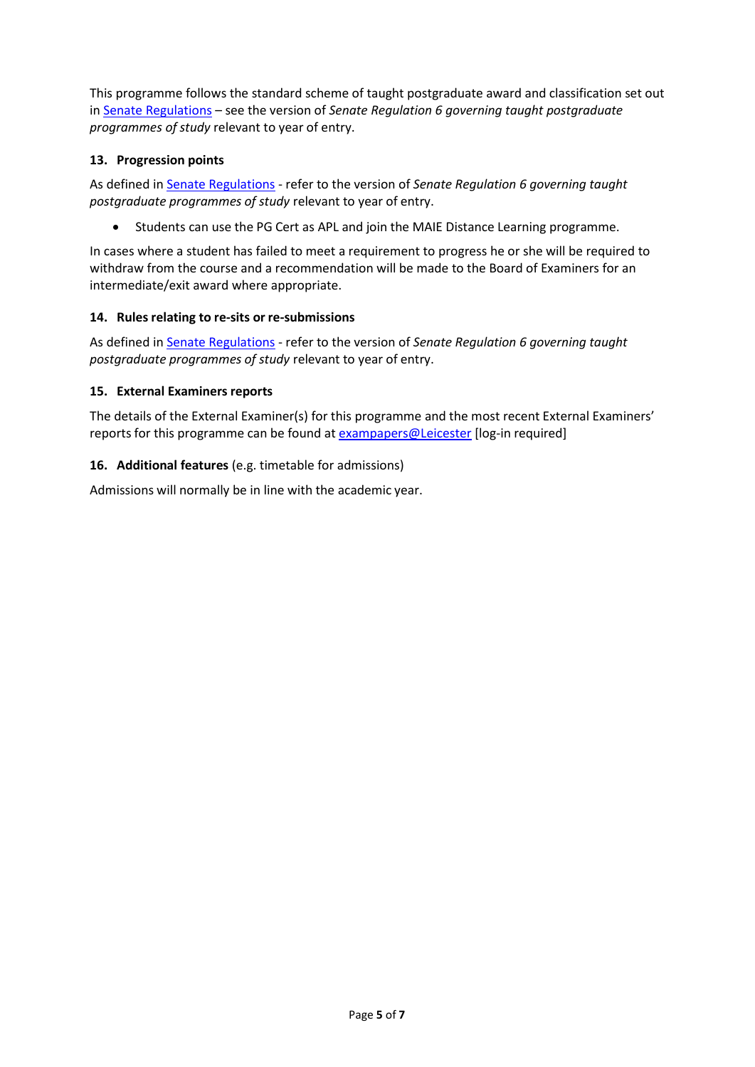This programme follows the standard scheme of taught postgraduate award and classification set out in Senate Regulations – see the version of *Senate Regulation 6 governing taught postgraduate programmes of study* relevant to year of entry.

### 13. Progression points

As defined in Senate Regulations - refer to the version of *Senate Regulation 6 governing taught postgraduate programmes of study* relevant to year of entry.

- Students can use the PG Cert as APL and join the MAIE Distance Learning programme.

In cases where a student has failed to meet a requirement to progress he or she will be required to withdraw from the course and a recommendation will be made to the Board of Examiners for an intermediate/exit award where appropriate.

### 14. Rules relating to re-sits or re-submissions

As defined in Senate Regulations - refer to the version of *Senate Regulation 6 governing taught postgraduate programmes of study* relevant to year of entry.

### 15. External Examiners reports

The details of the External Examiner(s) for this programme and the most recent External Examiners' reports for this programme can be found at exampapers@Leicester [log-in required]

### 16. Additional features (e.g. timetable for admissions)

Admissions will normally be in line with the academic year.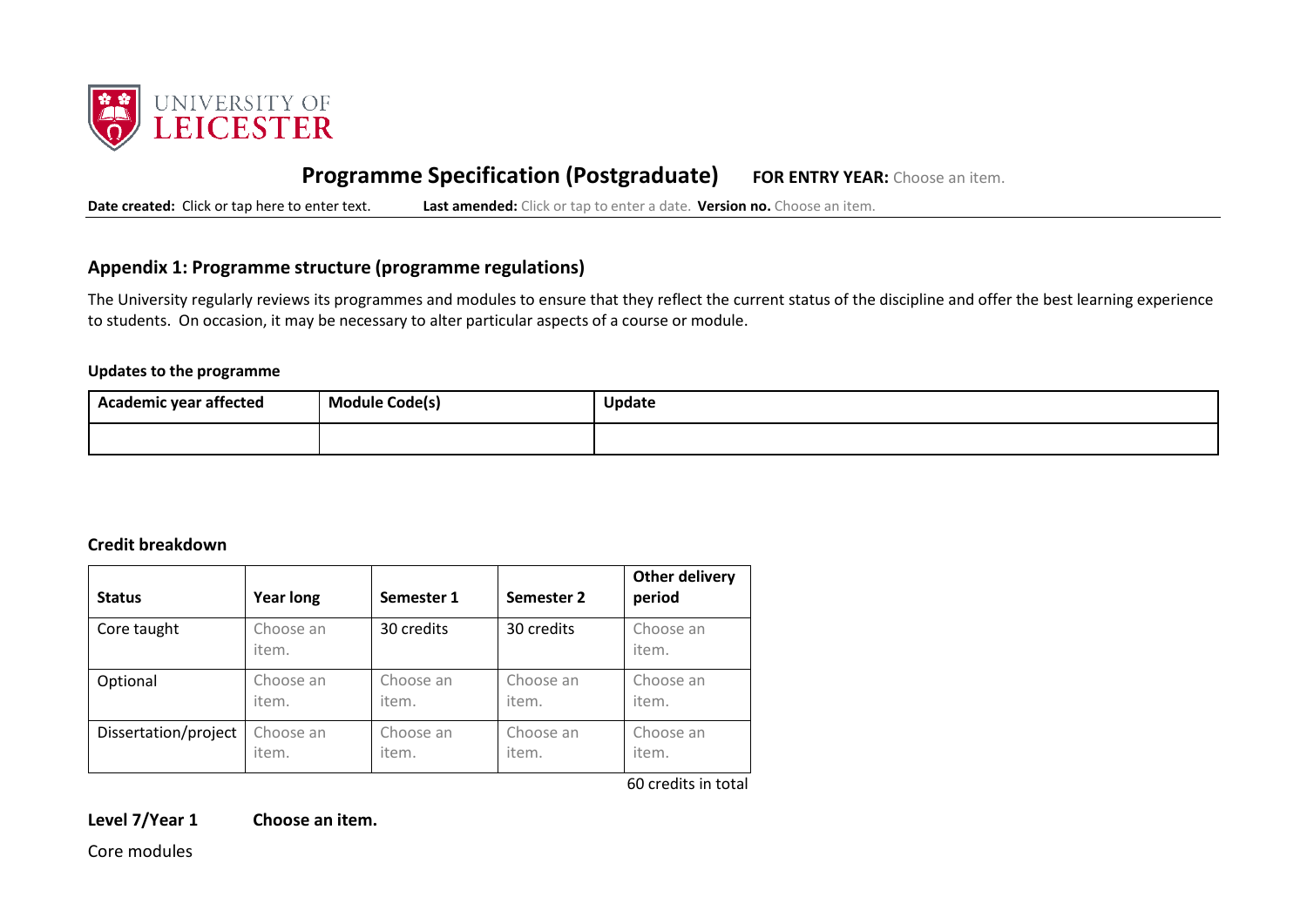UNIVERSITY OF LEICESTER

# Programme Specification (Postgraduate) **FOR ENTRY YEAR:** Choose an item.

**Date created:** Click or tap here to enter text. **Last amended:** Click or tap to enter a date. **Version no.** Choose an item.

## Appendix 1: Programme structure (programme regulations)

The University regularly reviews its programmes and modules to ensure that they reflect the current status of the discipline and offer the best learning experience to students. On occasion, it may be necessary to alter particular aspects of a course or module.

### Updates to the programme

| Academic year affected | Module Code(s) | Update |
|---|---|---|
| | | |

### Credit breakdown

| Status | Year long | Semester 1 | Semester 2 | Other delivery period |
|---|---|---|---|---|
| Core taught | Choose an item. | 30 credits | 30 credits | Choose an item. |
| Optional | Choose an item. | Choose an item. | Choose an item. | Choose an item. |
| Dissertation/project | Choose an item. | Choose an item. | Choose an item. | Choose an item. |

60 credits in total

**Level 7/Year 1** **Choose an item.**

Core modules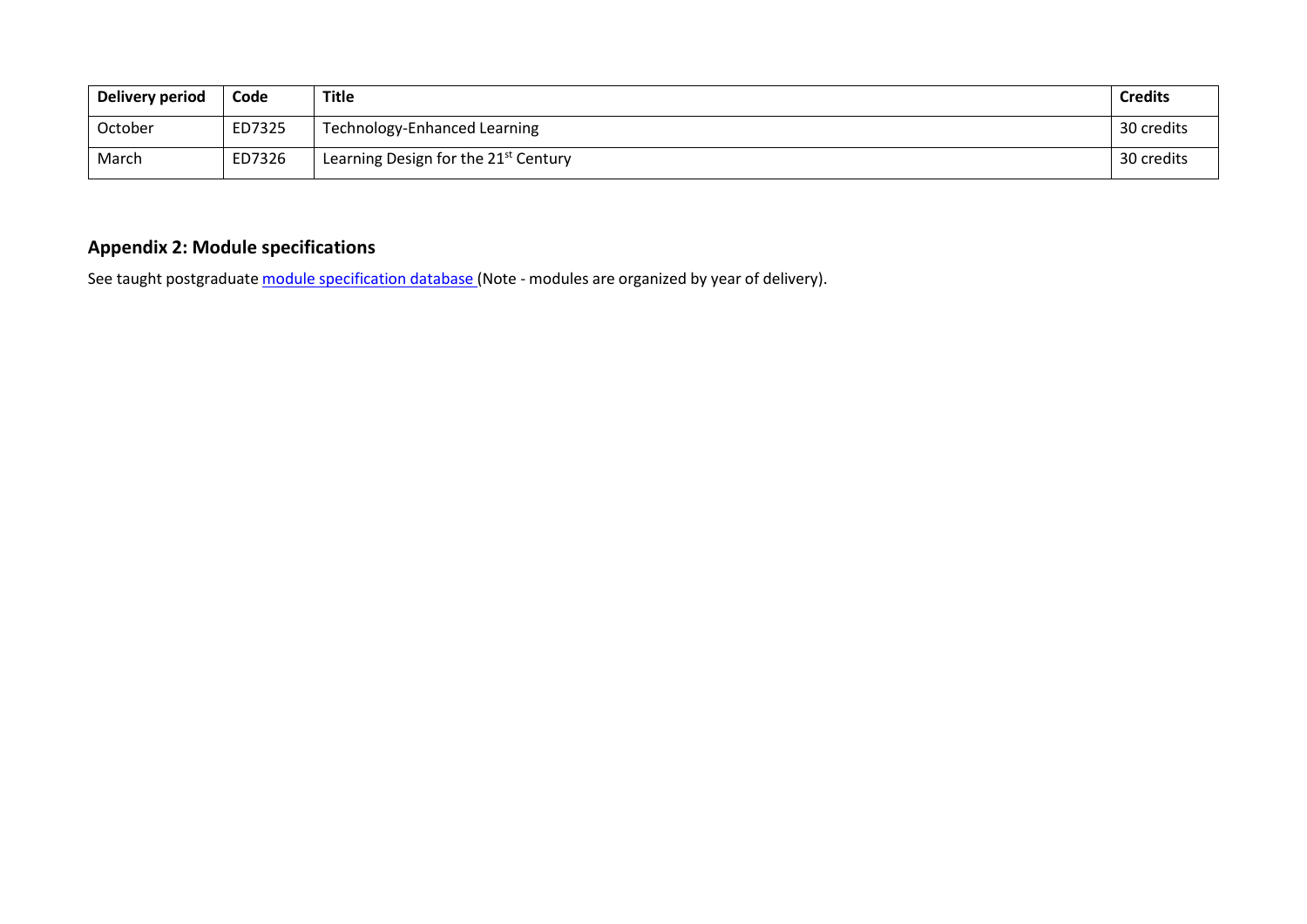| Delivery period | Code | Title | Credits |
|---|---|---|---|
| October | ED7325 | Technology-Enhanced Learning | 30 credits |
| March | ED7326 | Learning Design for the 21st Century | 30 credits |

## Appendix 2: Module specifications

See taught postgraduate module specification database (Note - modules are organized by year of delivery).